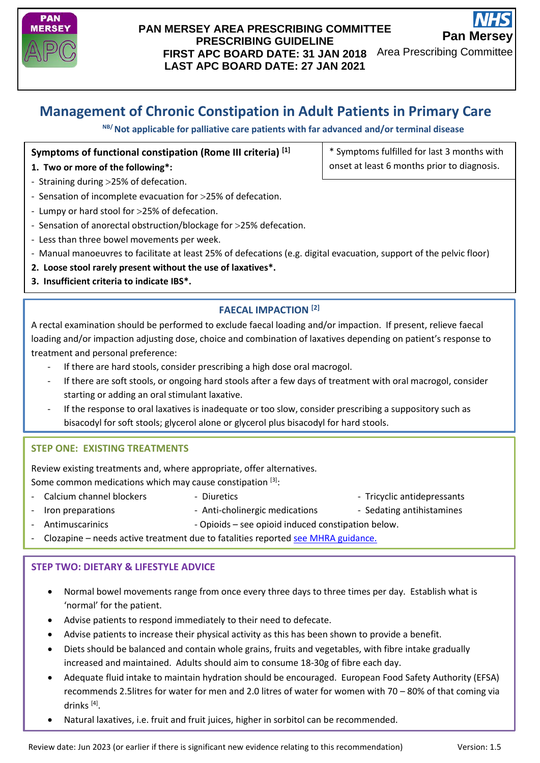**PAN MERSEY AREA PRESCRIBING COMMITTEE**
**PRESCRIBING GUIDELINE**
**FIRST APC BOARD DATE: 31 JAN 2018**
**LAST APC BOARD DATE: 27 JAN 2021**

# Management of Chronic Constipation in Adult Patients in Primary Care

**NB/ Not applicable for palliative care patients with far advanced and/or terminal disease**

## Symptoms of functional constipation (Rome III criteria) [1]

\* Symptoms fulfilled for last 3 months with onset at least 6 months prior to diagnosis.

**1. Two or more of the following\*:**

- Straining during >25% of defecation.
- Sensation of incomplete evacuation for >25% of defecation.
- Lumpy or hard stool for >25% of defecation.
- Sensation of anorectal obstruction/blockage for >25% defecation.
- Less than three bowel movements per week.
- Manual manoeuvres to facilitate at least 25% of defecations (e.g. digital evacuation, support of the pelvic floor)

**2. Loose stool rarely present without the use of laxatives\*.**

**3. Insufficient criteria to indicate IBS\*.**

## FAECAL IMPACTION [2]

A rectal examination should be performed to exclude faecal loading and/or impaction. If present, relieve faecal loading and/or impaction adjusting dose, choice and combination of laxatives depending on patient's response to treatment and personal preference:

- If there are hard stools, consider prescribing a high dose oral macrogol.
- If there are soft stools, or ongoing hard stools after a few days of treatment with oral macrogol, consider starting or adding an oral stimulant laxative.
- If the response to oral laxatives is inadequate or too slow, consider prescribing a suppository such as bisacodyl for soft stools; glycerol alone or glycerol plus bisacodyl for hard stools.

## STEP ONE: EXISTING TREATMENTS

Review existing treatments and, where appropriate, offer alternatives.
Some common medications which may cause constipation [3]:

- Calcium channel blockers
- Iron preparations
- Antimuscarinics
- Diuretics
- Anti-cholinergic medications
- Opioids – see opioid induced constipation below.
- Tricyclic antidepressants
- Sedating antihistamines
- Clozapine – needs active treatment due to fatalities reported see MHRA guidance.

## STEP TWO: DIETARY & LIFESTYLE ADVICE

- Normal bowel movements range from once every three days to three times per day. Establish what is 'normal' for the patient.
- Advise patients to respond immediately to their need to defecate.
- Advise patients to increase their physical activity as this has been shown to provide a benefit.
- Diets should be balanced and contain whole grains, fruits and vegetables, with fibre intake gradually increased and maintained. Adults should aim to consume 18-30g of fibre each day.
- Adequate fluid intake to maintain hydration should be encouraged. European Food Safety Authority (EFSA) recommends 2.5litres for water for men and 2.0 litres of water for women with 70 – 80% of that coming via drinks [4].
- Natural laxatives, i.e. fruit and fruit juices, higher in sorbitol can be recommended.

Review date: Jun 2023 (or earlier if there is significant new evidence relating to this recommendation) Version: 1.5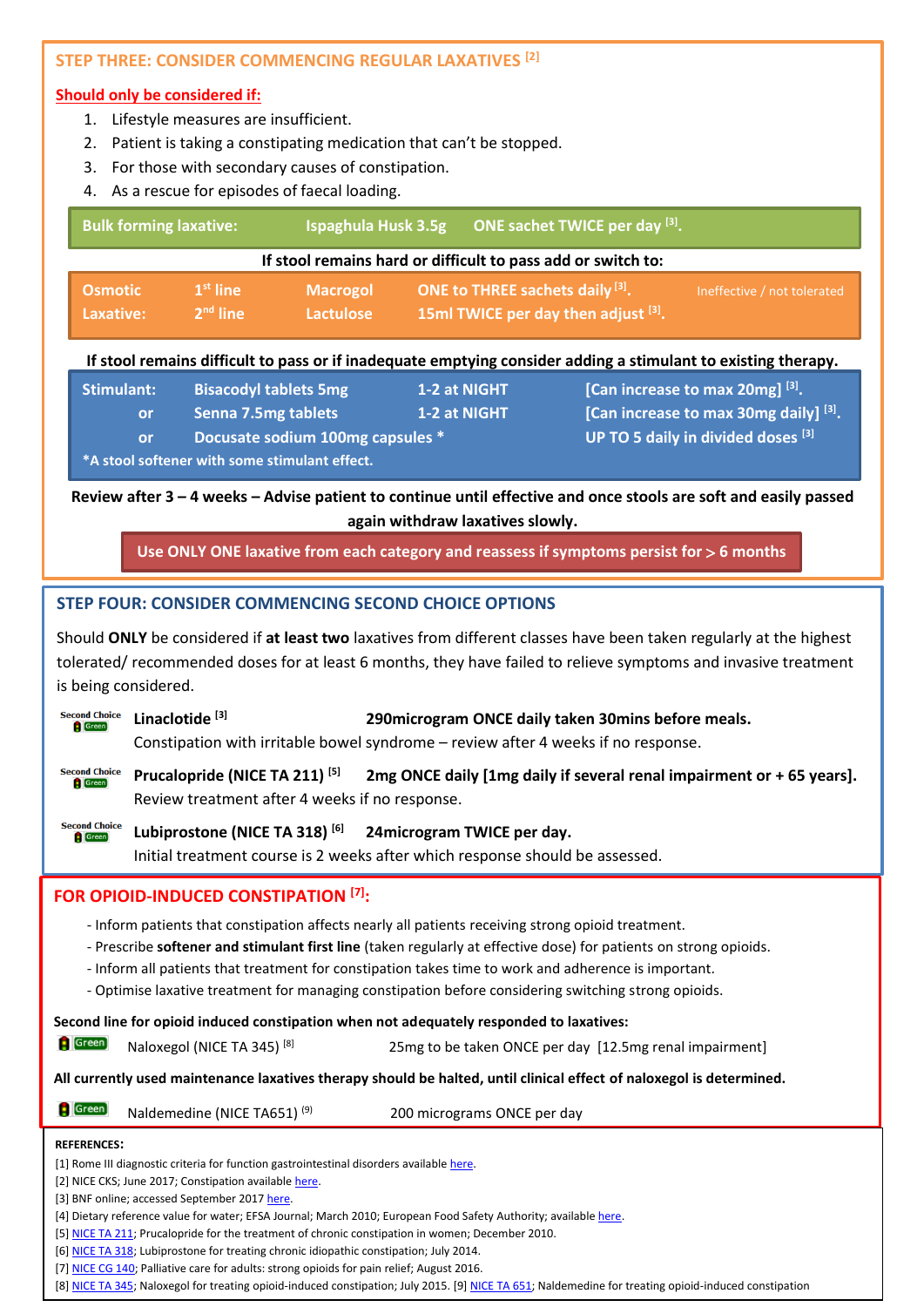## STEP THREE: CONSIDER COMMENCING REGULAR LAXATIVES [2]

**Should only be considered if:**

1. Lifestyle measures are insufficient.
2. Patient is taking a constipating medication that can't be stopped.
3. For those with secondary causes of constipation.
4. As a rescue for episodes of faecal loading.

| | | |
|---|---|---|
| **Bulk forming laxative:** | **Ispaghula Husk 3.5g** | **ONE sachet TWICE per day [3].** |

**If stool remains hard or difficult to pass add or switch to:**

| | | | | |
|---|---|---|---|---|
| **Osmotic Laxative:** | **1st line** | **Macrogol** | **ONE to THREE sachets daily [3].** | Ineffective / not tolerated |
| | **2nd line** | **Lactulose** | **15ml TWICE per day then adjust [3].** | |

**If stool remains difficult to pass or if inadequate emptying consider adding a stimulant to existing therapy.**

| | | | |
|---|---|---|---|
| **Stimulant:** | **Bisacodyl tablets 5mg** | **1-2 at NIGHT** | **[Can increase to max 20mg] [3].** |
| **or** | **Senna 7.5mg tablets** | **1-2 at NIGHT** | **[Can increase to max 30mg daily] [3].** |
| **or** | **Docusate sodium 100mg capsules *** | | **UP TO 5 daily in divided doses [3]** |

***A stool softener with some stimulant effect.**

**Review after 3 – 4 weeks – Advise patient to continue until effective and once stools are soft and easily passed again withdraw laxatives slowly.**

**Use ONLY ONE laxative from each category and reassess if symptoms persist for > 6 months**

## STEP FOUR: CONSIDER COMMENCING SECOND CHOICE OPTIONS

Should **ONLY** be considered if **at least two** laxatives from different classes have been taken regularly at the highest tolerated/ recommended doses for at least 6 months, they have failed to relieve symptoms and invasive treatment is being considered.

Second Choice Green — **Linaclotide [3]** — **290microgram ONCE daily taken 30mins before meals.**
Constipation with irritable bowel syndrome – review after 4 weeks if no response.

Second Choice Green — **Prucalopride (NICE TA 211) [5]** — **2mg ONCE daily [1mg daily if several renal impairment or + 65 years].**
Review treatment after 4 weeks if no response.

Second Choice Green — **Lubiprostone (NICE TA 318) [6]** — **24microgram TWICE per day.**
Initial treatment course is 2 weeks after which response should be assessed.

## FOR OPIOID-INDUCED CONSTIPATION [7]:

- Inform patients that constipation affects nearly all patients receiving strong opioid treatment.
- Prescribe **softener and stimulant first line** (taken regularly at effective dose) for patients on strong opioids.
- Inform all patients that treatment for constipation takes time to work and adherence is important.
- Optimise laxative treatment for managing constipation before considering switching strong opioids.

**Second line for opioid induced constipation when not adequately responded to laxatives:**

Green — Naloxegol (NICE TA 345) [8] — 25mg to be taken ONCE per day [12.5mg renal impairment]

**All currently used maintenance laxatives therapy should be halted, until clinical effect of naloxegol is determined.**

Green — Naldemedine (NICE TA651) [9] — 200 micrograms ONCE per day

**REFERENCES:**

[1] Rome III diagnostic criteria for function gastrointestinal disorders available here.
[2] NICE CKS; June 2017; Constipation available here.
[3] BNF online; accessed September 2017 here.
[4] Dietary reference value for water; EFSA Journal; March 2010; European Food Safety Authority; available here.
[5] NICE TA 211; Prucalopride for the treatment of chronic constipation in women; December 2010.
[6] NICE TA 318; Lubiprostone for treating chronic idiopathic constipation; July 2014.
[7] NICE CG 140; Palliative care for adults: strong opioids for pain relief; August 2016.
[8] NICE TA 345; Naloxegol for treating opioid-induced constipation; July 2015. [9] NICE TA 651; Naldemedine for treating opioid-induced constipation